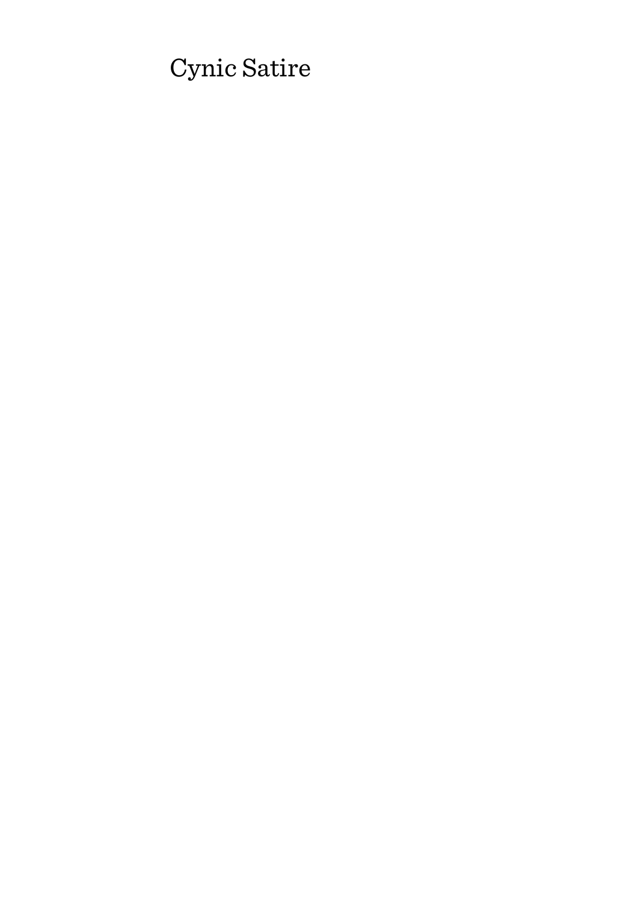# Cynic Satire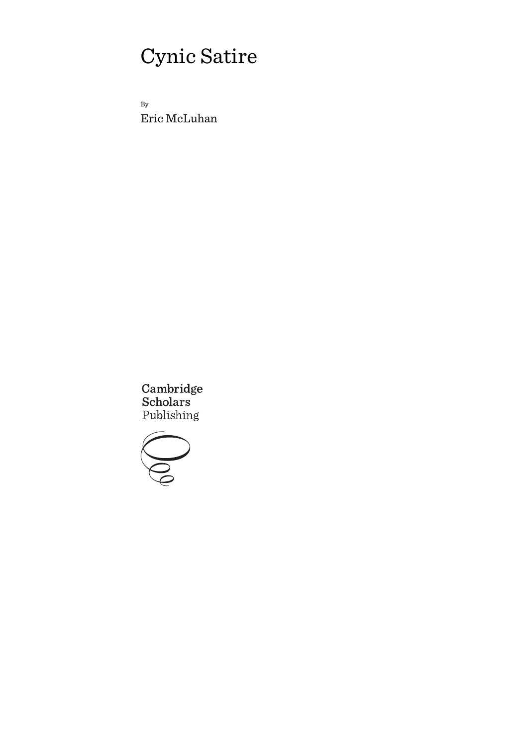# Cynic Satire

By

Eric McLuhan

Cambridge
Scholars
Publishing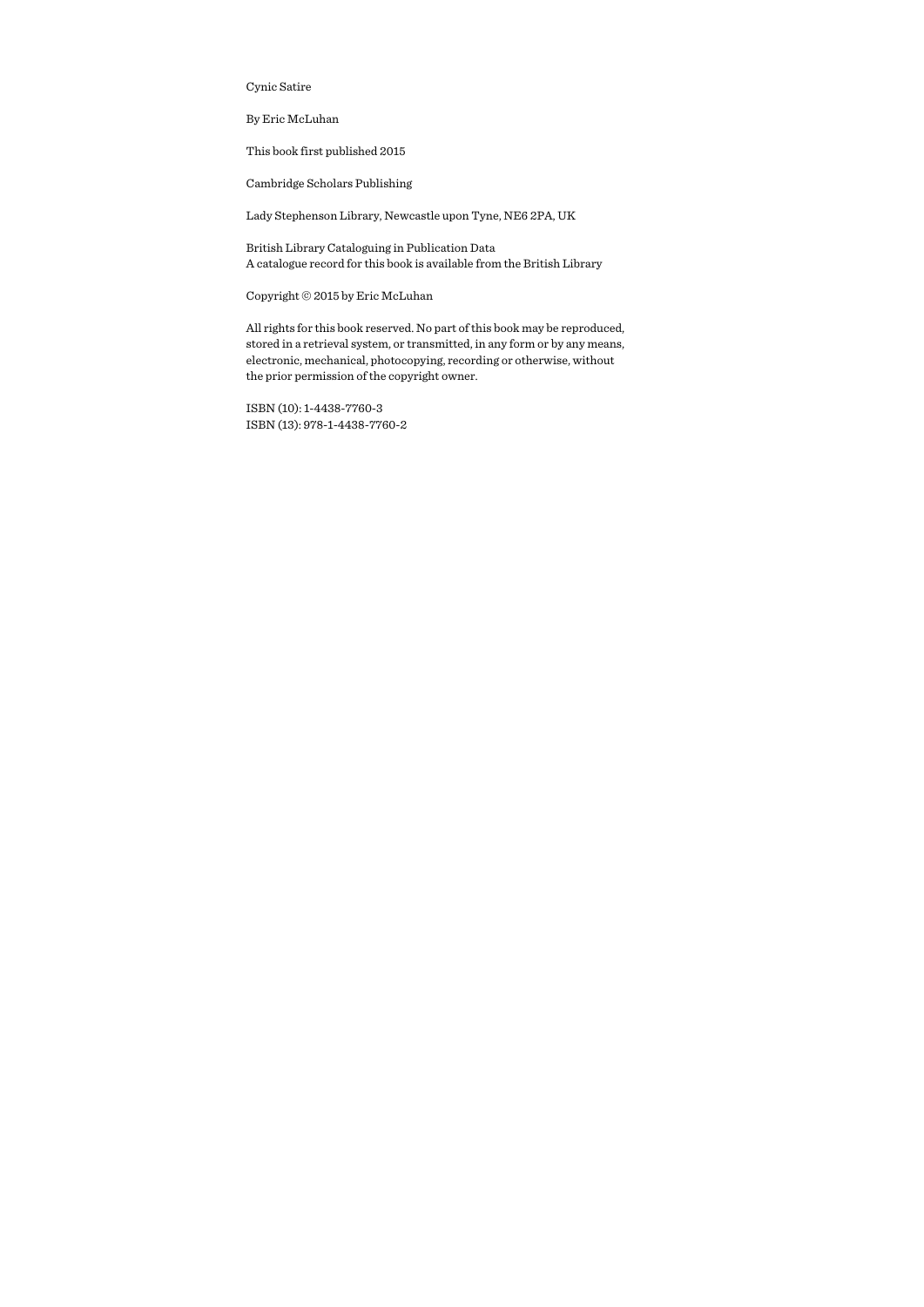Cynic Satire

By Eric McLuhan

This book first published 2015

Cambridge Scholars Publishing

Lady Stephenson Library, Newcastle upon Tyne, NE6 2PA, UK

British Library Cataloguing in Publication Data
A catalogue record for this book is available from the British Library

Copyright © 2015 by Eric McLuhan

All rights for this book reserved. No part of this book may be reproduced, stored in a retrieval system, or transmitted, in any form or by any means, electronic, mechanical, photocopying, recording or otherwise, without the prior permission of the copyright owner.

ISBN (10): 1-4438-7760-3
ISBN (13): 978-1-4438-7760-2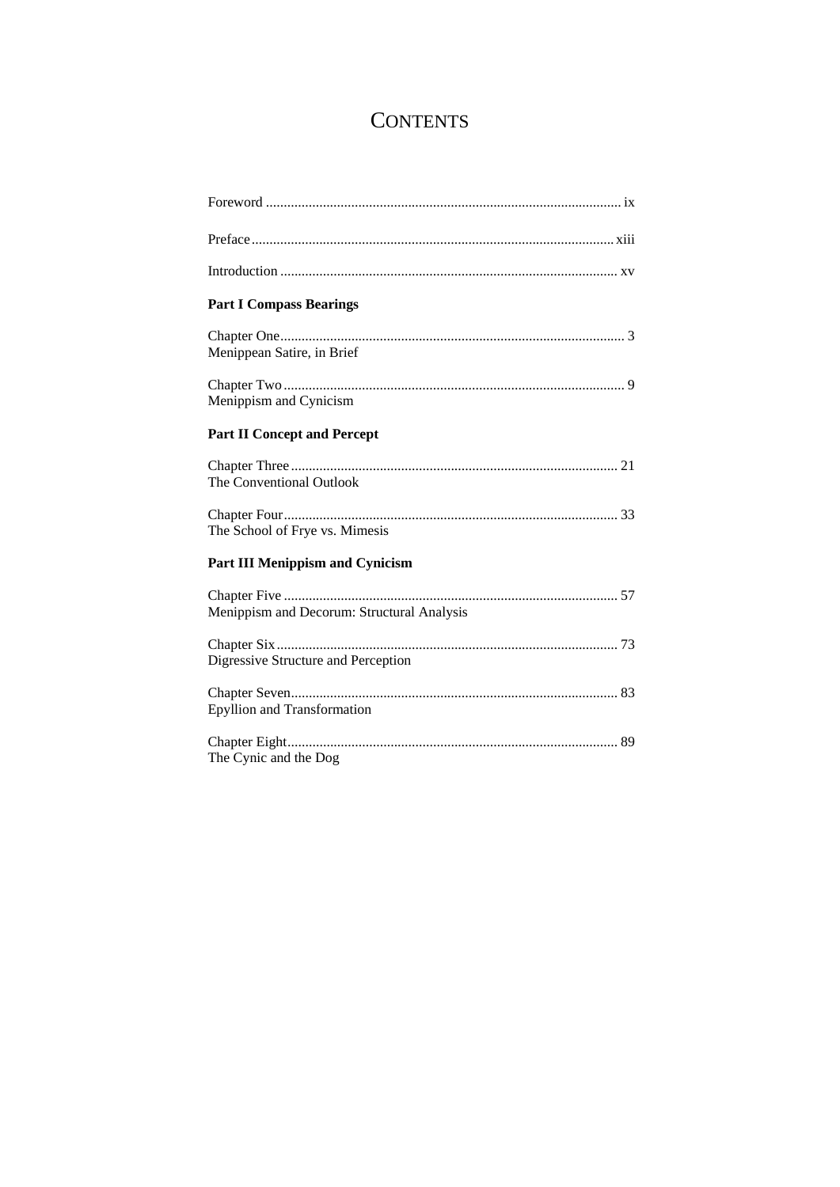# Contents

Foreword ........................................................................................ ix

Preface ........................................................................................ xiii

Introduction ................................................................................... xv

**Part I Compass Bearings**

Chapter One ..................................................................................... 3
Menippean Satire, in Brief

Chapter Two ..................................................................................... 9
Menippism and Cynicism

**Part II Concept and Percept**

Chapter Three .................................................................................. 21
The Conventional Outlook

Chapter Four .................................................................................... 33
The School of Frye vs. Mimesis

**Part III Menippism and Cynicism**

Chapter Five .................................................................................... 57
Menippism and Decorum: Structural Analysis

Chapter Six ...................................................................................... 73
Digressive Structure and Perception

Chapter Seven .................................................................................. 83
Epyllion and Transformation

Chapter Eight ................................................................................... 89
The Cynic and the Dog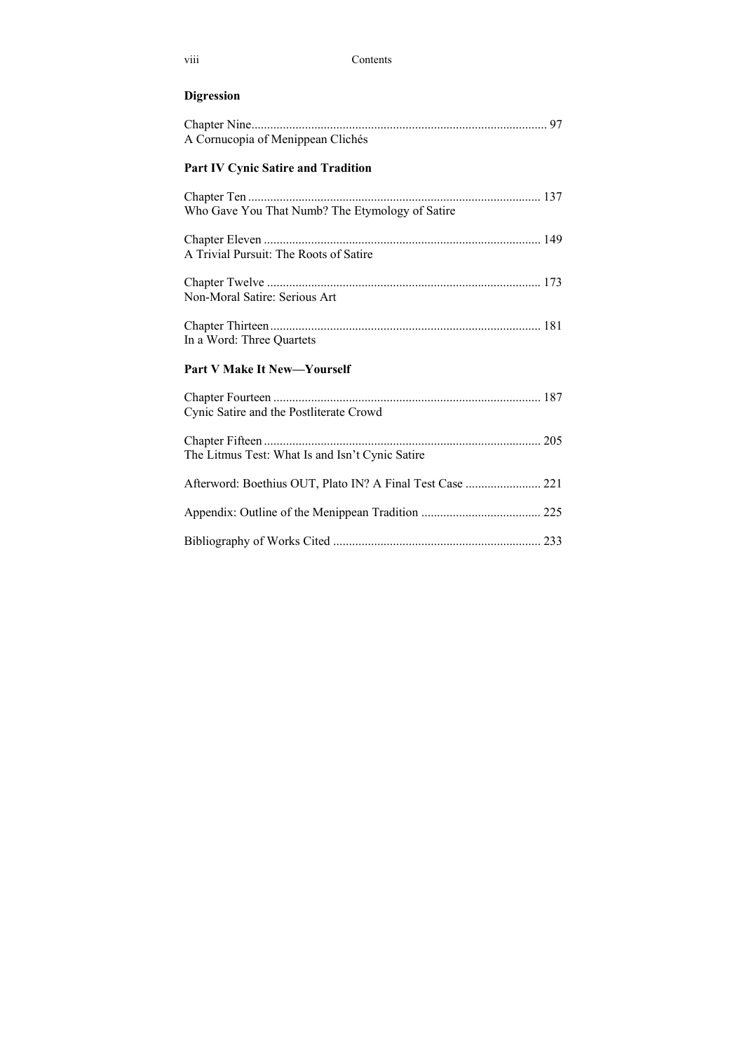**Digression**

Chapter Nine ............................................................................................. 97
A Cornucopia of Menippean Clichés

**Part IV Cynic Satire and Tradition**

Chapter Ten ............................................................................................ 137
Who Gave You That Numb? The Etymology of Satire

Chapter Eleven ....................................................................................... 149
A Trivial Pursuit: The Roots of Satire

Chapter Twelve ...................................................................................... 173
Non-Moral Satire: Serious Art

Chapter Thirteen ..................................................................................... 181
In a Word: Three Quartets

**Part V Make It New—Yourself**

Chapter Fourteen .................................................................................... 187
Cynic Satire and the Postliterate Crowd

Chapter Fifteen ....................................................................................... 205
The Litmus Test: What Is and Isn't Cynic Satire

Afterword: Boethius OUT, Plato IN? A Final Test Case ........................ 221

Appendix: Outline of the Menippean Tradition ..................................... 225

Bibliography of Works Cited ................................................................. 233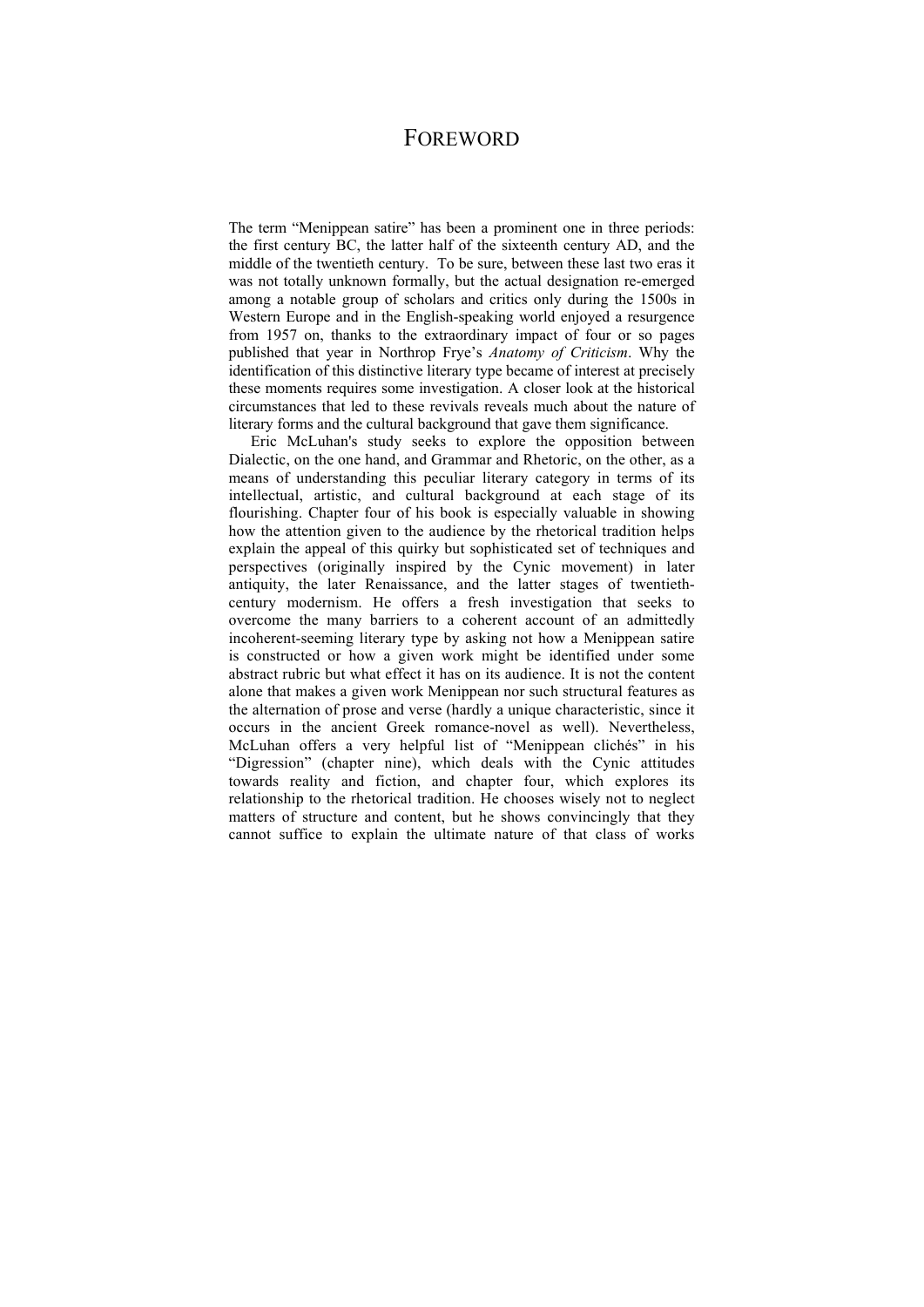# FOREWORD

The term "Menippean satire" has been a prominent one in three periods: the first century BC, the latter half of the sixteenth century AD, and the middle of the twentieth century. To be sure, between these last two eras it was not totally unknown formally, but the actual designation re-emerged among a notable group of scholars and critics only during the 1500s in Western Europe and in the English-speaking world enjoyed a resurgence from 1957 on, thanks to the extraordinary impact of four or so pages published that year in Northrop Frye's *Anatomy of Criticism*. Why the identification of this distinctive literary type became of interest at precisely these moments requires some investigation. A closer look at the historical circumstances that led to these revivals reveals much about the nature of literary forms and the cultural background that gave them significance.

Eric McLuhan's study seeks to explore the opposition between Dialectic, on the one hand, and Grammar and Rhetoric, on the other, as a means of understanding this peculiar literary category in terms of its intellectual, artistic, and cultural background at each stage of its flourishing. Chapter four of his book is especially valuable in showing how the attention given to the audience by the rhetorical tradition helps explain the appeal of this quirky but sophisticated set of techniques and perspectives (originally inspired by the Cynic movement) in later antiquity, the later Renaissance, and the latter stages of twentieth-century modernism. He offers a fresh investigation that seeks to overcome the many barriers to a coherent account of an admittedly incoherent-seeming literary type by asking not how a Menippean satire is constructed or how a given work might be identified under some abstract rubric but what effect it has on its audience. It is not the content alone that makes a given work Menippean nor such structural features as the alternation of prose and verse (hardly a unique characteristic, since it occurs in the ancient Greek romance-novel as well). Nevertheless, McLuhan offers a very helpful list of "Menippean clichés" in his "Digression" (chapter nine), which deals with the Cynic attitudes towards reality and fiction, and chapter four, which explores its relationship to the rhetorical tradition. He chooses wisely not to neglect matters of structure and content, but he shows convincingly that they cannot suffice to explain the ultimate nature of that class of works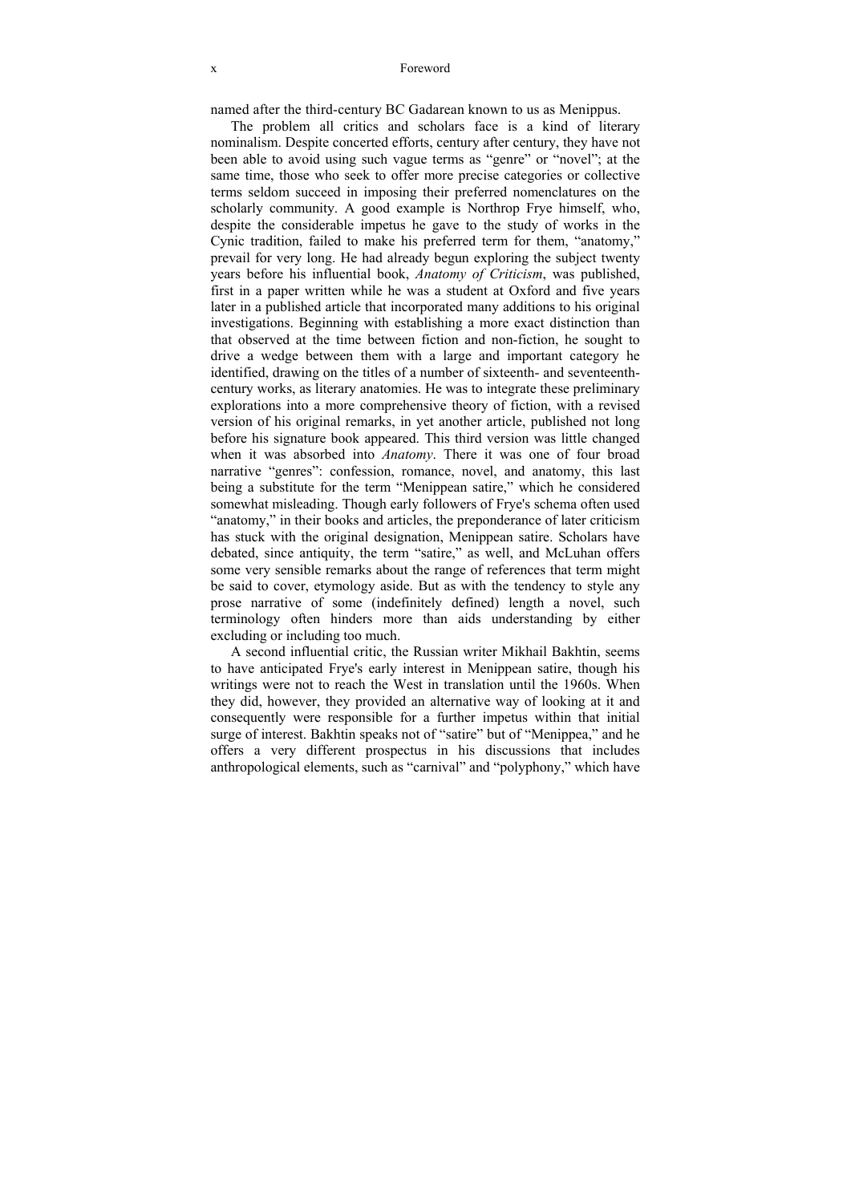named after the third-century BC Gadarean known to us as Menippus.

The problem all critics and scholars face is a kind of literary nominalism. Despite concerted efforts, century after century, they have not been able to avoid using such vague terms as "genre" or "novel"; at the same time, those who seek to offer more precise categories or collective terms seldom succeed in imposing their preferred nomenclatures on the scholarly community. A good example is Northrop Frye himself, who, despite the considerable impetus he gave to the study of works in the Cynic tradition, failed to make his preferred term for them, "anatomy," prevail for very long. He had already begun exploring the subject twenty years before his influential book, *Anatomy of Criticism*, was published, first in a paper written while he was a student at Oxford and five years later in a published article that incorporated many additions to his original investigations. Beginning with establishing a more exact distinction than that observed at the time between fiction and non-fiction, he sought to drive a wedge between them with a large and important category he identified, drawing on the titles of a number of sixteenth- and seventeenth-century works, as literary anatomies. He was to integrate these preliminary explorations into a more comprehensive theory of fiction, with a revised version of his original remarks, in yet another article, published not long before his signature book appeared. This third version was little changed when it was absorbed into *Anatomy*. There it was one of four broad narrative "genres": confession, romance, novel, and anatomy, this last being a substitute for the term "Menippean satire," which he considered somewhat misleading. Though early followers of Frye's schema often used "anatomy," in their books and articles, the preponderance of later criticism has stuck with the original designation, Menippean satire. Scholars have debated, since antiquity, the term "satire," as well, and McLuhan offers some very sensible remarks about the range of references that term might be said to cover, etymology aside. But as with the tendency to style any prose narrative of some (indefinitely defined) length a novel, such terminology often hinders more than aids understanding by either excluding or including too much.

A second influential critic, the Russian writer Mikhail Bakhtin, seems to have anticipated Frye's early interest in Menippean satire, though his writings were not to reach the West in translation until the 1960s. When they did, however, they provided an alternative way of looking at it and consequently were responsible for a further impetus within that initial surge of interest. Bakhtin speaks not of "satire" but of "Menippea," and he offers a very different prospectus in his discussions that includes anthropological elements, such as "carnival" and "polyphony," which have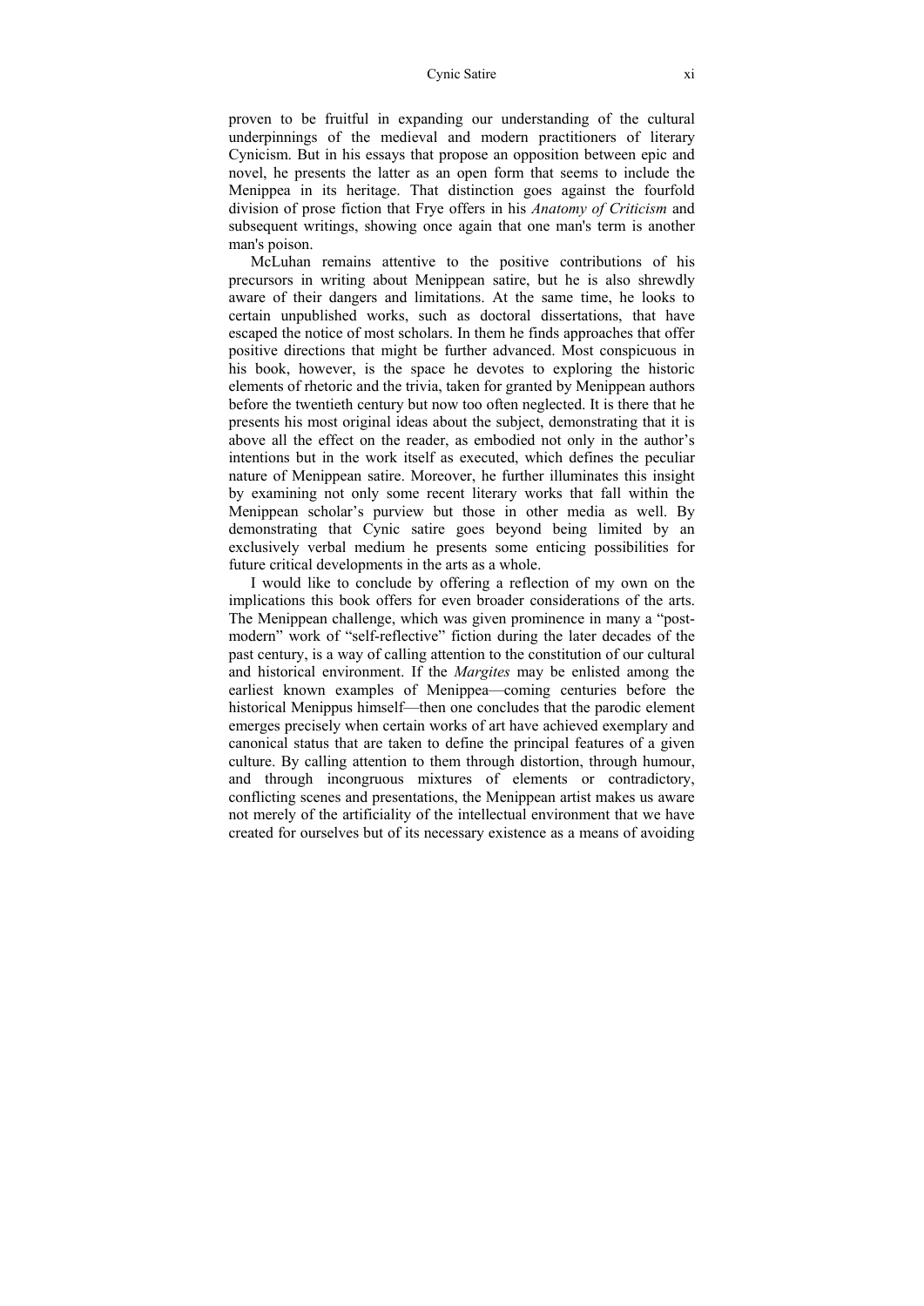proven to be fruitful in expanding our understanding of the cultural underpinnings of the medieval and modern practitioners of literary Cynicism. But in his essays that propose an opposition between epic and novel, he presents the latter as an open form that seems to include the Menippea in its heritage. That distinction goes against the fourfold division of prose fiction that Frye offers in his *Anatomy of Criticism* and subsequent writings, showing once again that one man's term is another man's poison.

McLuhan remains attentive to the positive contributions of his precursors in writing about Menippean satire, but he is also shrewdly aware of their dangers and limitations. At the same time, he looks to certain unpublished works, such as doctoral dissertations, that have escaped the notice of most scholars. In them he finds approaches that offer positive directions that might be further advanced. Most conspicuous in his book, however, is the space he devotes to exploring the historic elements of rhetoric and the trivia, taken for granted by Menippean authors before the twentieth century but now too often neglected. It is there that he presents his most original ideas about the subject, demonstrating that it is above all the effect on the reader, as embodied not only in the author's intentions but in the work itself as executed, which defines the peculiar nature of Menippean satire. Moreover, he further illuminates this insight by examining not only some recent literary works that fall within the Menippean scholar's purview but those in other media as well. By demonstrating that Cynic satire goes beyond being limited by an exclusively verbal medium he presents some enticing possibilities for future critical developments in the arts as a whole.

I would like to conclude by offering a reflection of my own on the implications this book offers for even broader considerations of the arts. The Menippean challenge, which was given prominence in many a "post-modern" work of "self-reflective" fiction during the later decades of the past century, is a way of calling attention to the constitution of our cultural and historical environment. If the *Margites* may be enlisted among the earliest known examples of Menippea—coming centuries before the historical Menippus himself—then one concludes that the parodic element emerges precisely when certain works of art have achieved exemplary and canonical status that are taken to define the principal features of a given culture. By calling attention to them through distortion, through humour, and through incongruous mixtures of elements or contradictory, conflicting scenes and presentations, the Menippean artist makes us aware not merely of the artificiality of the intellectual environment that we have created for ourselves but of its necessary existence as a means of avoiding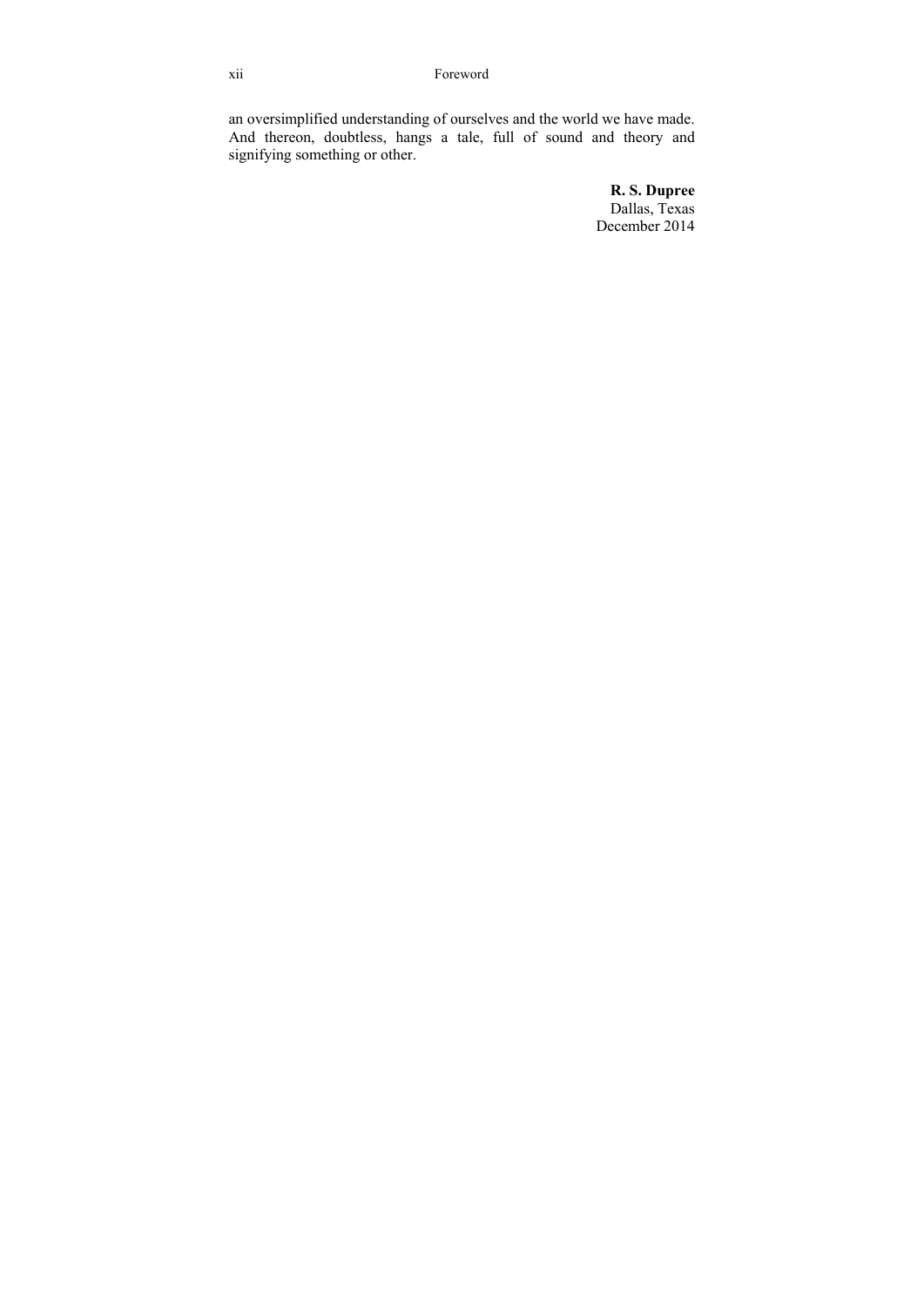an oversimplified understanding of ourselves and the world we have made. And thereon, doubtless, hangs a tale, full of sound and theory and signifying something or other.

**R. S. Dupree**  
Dallas, Texas  
December 2014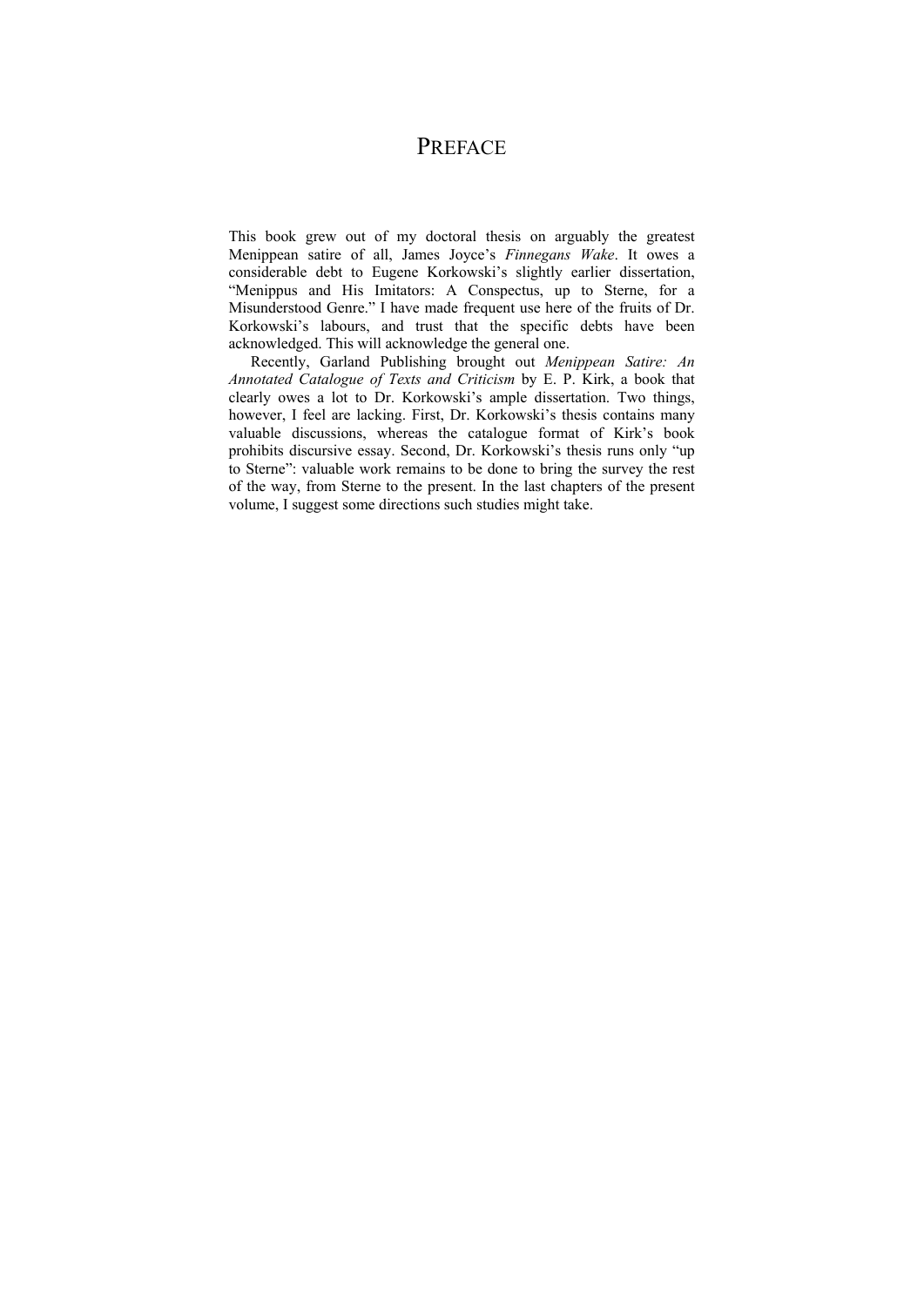# Preface

This book grew out of my doctoral thesis on arguably the greatest Menippean satire of all, James Joyce's *Finnegans Wake*. It owes a considerable debt to Eugene Korkowski's slightly earlier dissertation, "Menippus and His Imitators: A Conspectus, up to Sterne, for a Misunderstood Genre." I have made frequent use here of the fruits of Dr. Korkowski's labours, and trust that the specific debts have been acknowledged. This will acknowledge the general one.

Recently, Garland Publishing brought out *Menippean Satire: An Annotated Catalogue of Texts and Criticism* by E. P. Kirk, a book that clearly owes a lot to Dr. Korkowski's ample dissertation. Two things, however, I feel are lacking. First, Dr. Korkowski's thesis contains many valuable discussions, whereas the catalogue format of Kirk's book prohibits discursive essay. Second, Dr. Korkowski's thesis runs only "up to Sterne": valuable work remains to be done to bring the survey the rest of the way, from Sterne to the present. In the last chapters of the present volume, I suggest some directions such studies might take.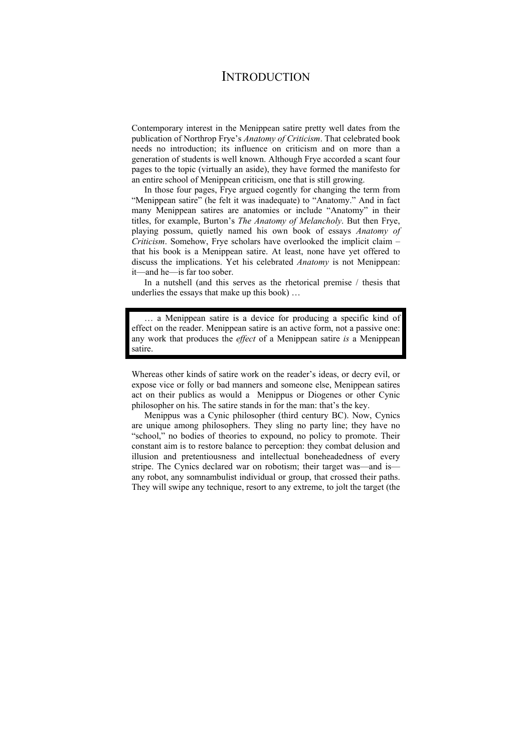# INTRODUCTION

Contemporary interest in the Menippean satire pretty well dates from the publication of Northrop Frye's *Anatomy of Criticism*. That celebrated book needs no introduction; its influence on criticism and on more than a generation of students is well known. Although Frye accorded a scant four pages to the topic (virtually an aside), they have formed the manifesto for an entire school of Menippean criticism, one that is still growing.

In those four pages, Frye argued cogently for changing the term from "Menippean satire" (he felt it was inadequate) to "Anatomy." And in fact many Menippean satires are anatomies or include "Anatomy" in their titles, for example, Burton's *The Anatomy of Melancholy*. But then Frye, playing possum, quietly named his own book of essays *Anatomy of Criticism*. Somehow, Frye scholars have overlooked the implicit claim – that his book is a Menippean satire. At least, none have yet offered to discuss the implications. Yet his celebrated *Anatomy* is not Menippean: it—and he—is far too sober.

In a nutshell (and this serves as the rhetorical premise / thesis that underlies the essays that make up this book) …

> … a Menippean satire is a device for producing a specific kind of effect on the reader. Menippean satire is an active form, not a passive one: any work that produces the *effect* of a Menippean satire *is* a Menippean satire.

Whereas other kinds of satire work on the reader's ideas, or decry evil, or expose vice or folly or bad manners and someone else, Menippean satires act on their publics as would a Menippus or Diogenes or other Cynic philosopher on his. The satire stands in for the man: that's the key.

Menippus was a Cynic philosopher (third century BC). Now, Cynics are unique among philosophers. They sling no party line; they have no "school," no bodies of theories to expound, no policy to promote. Their constant aim is to restore balance to perception: they combat delusion and illusion and pretentiousness and intellectual boneheadedness of every stripe. The Cynics declared war on robotism; their target was—and is—any robot, any somnambulist individual or group, that crossed their paths. They will swipe any technique, resort to any extreme, to jolt the target (the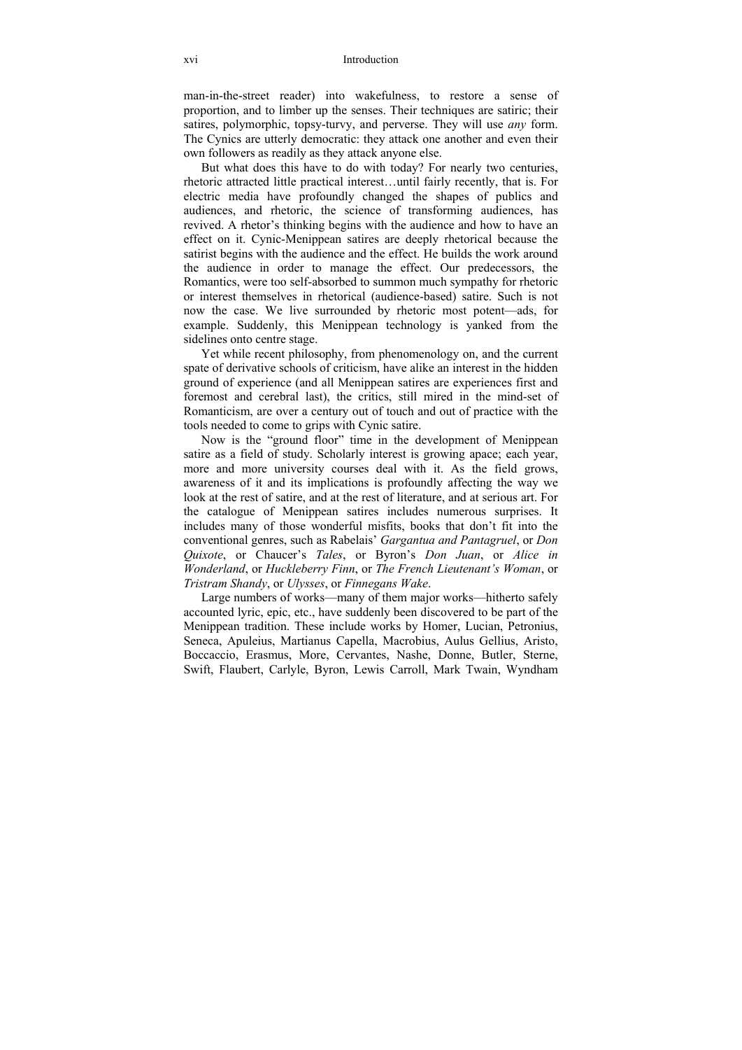man-in-the-street reader) into wakefulness, to restore a sense of proportion, and to limber up the senses. Their techniques are satiric; their satires, polymorphic, topsy-turvy, and perverse. They will use *any* form. The Cynics are utterly democratic: they attack one another and even their own followers as readily as they attack anyone else.

But what does this have to do with today? For nearly two centuries, rhetoric attracted little practical interest…until fairly recently, that is. For electric media have profoundly changed the shapes of publics and audiences, and rhetoric, the science of transforming audiences, has revived. A rhetor's thinking begins with the audience and how to have an effect on it. Cynic-Menippean satires are deeply rhetorical because the satirist begins with the audience and the effect. He builds the work around the audience in order to manage the effect. Our predecessors, the Romantics, were too self-absorbed to summon much sympathy for rhetoric or interest themselves in rhetorical (audience-based) satire. Such is not now the case. We live surrounded by rhetoric most potent—ads, for example. Suddenly, this Menippean technology is yanked from the sidelines onto centre stage.

Yet while recent philosophy, from phenomenology on, and the current spate of derivative schools of criticism, have alike an interest in the hidden ground of experience (and all Menippean satires are experiences first and foremost and cerebral last), the critics, still mired in the mind-set of Romanticism, are over a century out of touch and out of practice with the tools needed to come to grips with Cynic satire.

Now is the "ground floor" time in the development of Menippean satire as a field of study. Scholarly interest is growing apace; each year, more and more university courses deal with it. As the field grows, awareness of it and its implications is profoundly affecting the way we look at the rest of satire, and at the rest of literature, and at serious art. For the catalogue of Menippean satires includes numerous surprises. It includes many of those wonderful misfits, books that don't fit into the conventional genres, such as Rabelais' *Gargantua and Pantagruel*, or *Don Quixote*, or Chaucer's *Tales*, or Byron's *Don Juan*, or *Alice in Wonderland*, or *Huckleberry Finn*, or *The French Lieutenant's Woman*, or *Tristram Shandy*, or *Ulysses*, or *Finnegans Wake*.

Large numbers of works—many of them major works—hitherto safely accounted lyric, epic, etc., have suddenly been discovered to be part of the Menippean tradition. These include works by Homer, Lucian, Petronius, Seneca, Apuleius, Martianus Capella, Macrobius, Aulus Gellius, Aristo, Boccaccio, Erasmus, More, Cervantes, Nashe, Donne, Butler, Sterne, Swift, Flaubert, Carlyle, Byron, Lewis Carroll, Mark Twain, Wyndham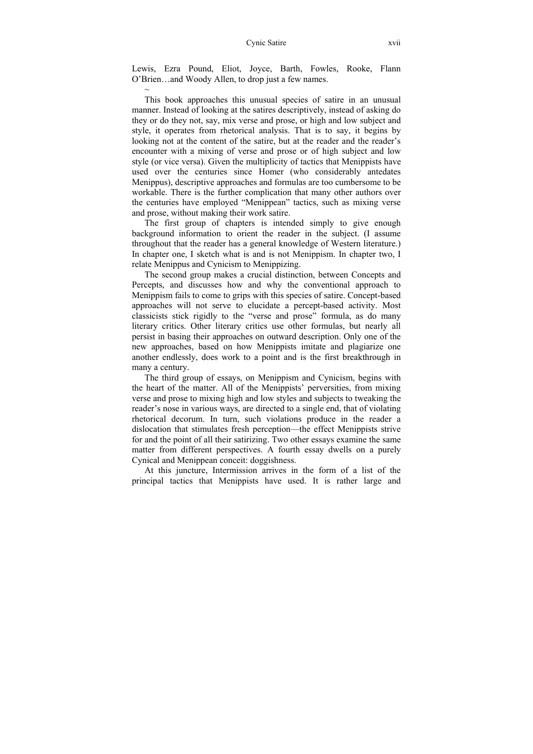Lewis, Ezra Pound, Eliot, Joyce, Barth, Fowles, Rooke, Flann O'Brien…and Woody Allen, to drop just a few names.

~

This book approaches this unusual species of satire in an unusual manner. Instead of looking at the satires descriptively, instead of asking do they or do they not, say, mix verse and prose, or high and low subject and style, it operates from rhetorical analysis. That is to say, it begins by looking not at the content of the satire, but at the reader and the reader's encounter with a mixing of verse and prose or of high subject and low style (or vice versa). Given the multiplicity of tactics that Menippists have used over the centuries since Homer (who considerably antedates Menippus), descriptive approaches and formulas are too cumbersome to be workable. There is the further complication that many other authors over the centuries have employed "Menippean" tactics, such as mixing verse and prose, without making their work satire.

The first group of chapters is intended simply to give enough background information to orient the reader in the subject. (I assume throughout that the reader has a general knowledge of Western literature.) In chapter one, I sketch what is and is not Menippism. In chapter two, I relate Menippus and Cynicism to Menippizing.

The second group makes a crucial distinction, between Concepts and Percepts, and discusses how and why the conventional approach to Menippism fails to come to grips with this species of satire. Concept-based approaches will not serve to elucidate a percept-based activity. Most classicists stick rigidly to the "verse and prose" formula, as do many literary critics. Other literary critics use other formulas, but nearly all persist in basing their approaches on outward description. Only one of the new approaches, based on how Menippists imitate and plagiarize one another endlessly, does work to a point and is the first breakthrough in many a century.

The third group of essays, on Menippism and Cynicism, begins with the heart of the matter. All of the Menippists' perversities, from mixing verse and prose to mixing high and low styles and subjects to tweaking the reader's nose in various ways, are directed to a single end, that of violating rhetorical decorum. In turn, such violations produce in the reader a dislocation that stimulates fresh perception—the effect Menippists strive for and the point of all their satirizing. Two other essays examine the same matter from different perspectives. A fourth essay dwells on a purely Cynical and Menippean conceit: doggishness.

At this juncture, Intermission arrives in the form of a list of the principal tactics that Menippists have used. It is rather large and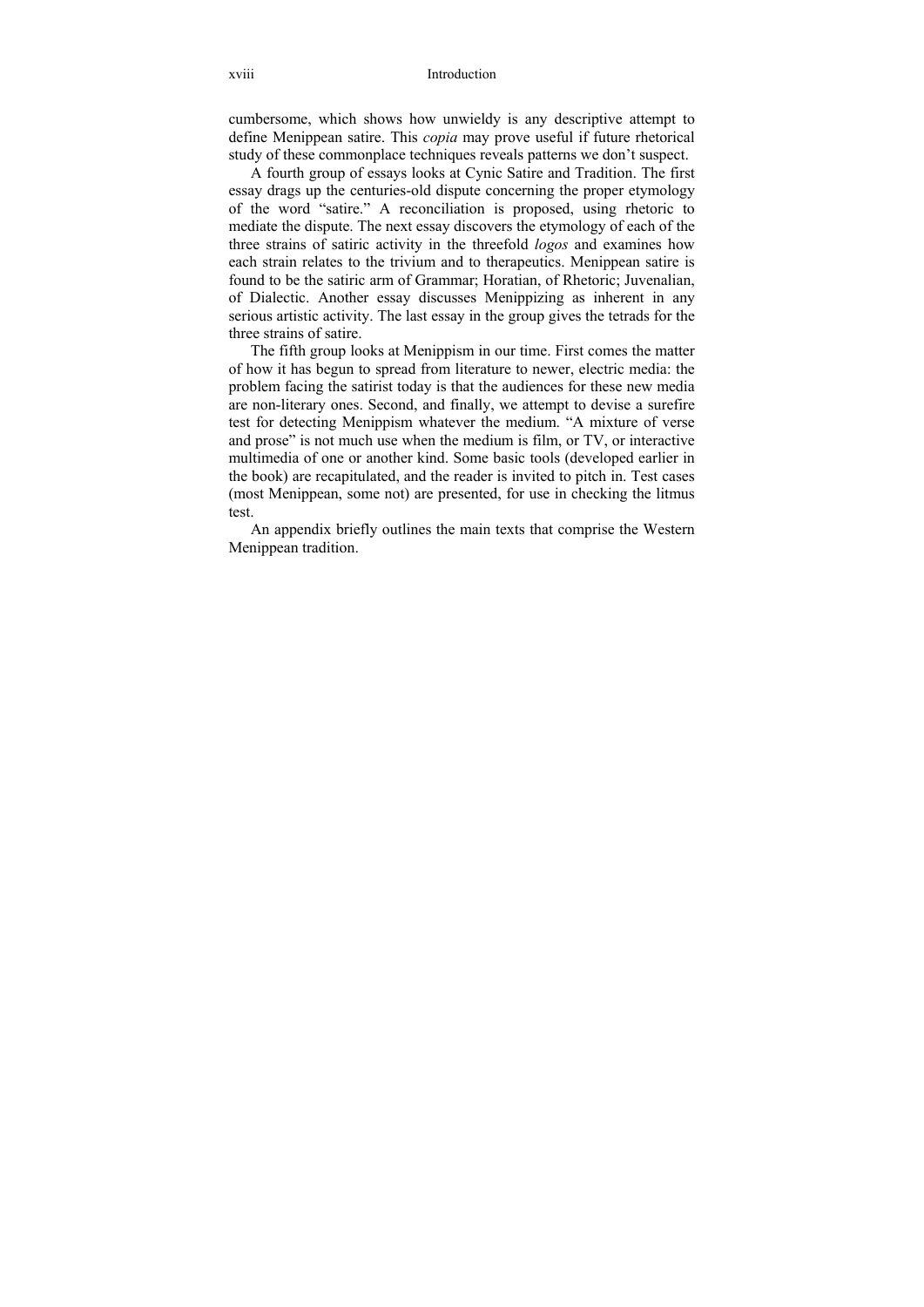cumbersome, which shows how unwieldy is any descriptive attempt to define Menippean satire. This *copia* may prove useful if future rhetorical study of these commonplace techniques reveals patterns we don't suspect.

A fourth group of essays looks at Cynic Satire and Tradition. The first essay drags up the centuries-old dispute concerning the proper etymology of the word "satire." A reconciliation is proposed, using rhetoric to mediate the dispute. The next essay discovers the etymology of each of the three strains of satiric activity in the threefold *logos* and examines how each strain relates to the trivium and to therapeutics. Menippean satire is found to be the satiric arm of Grammar; Horatian, of Rhetoric; Juvenalian, of Dialectic. Another essay discusses Menippizing as inherent in any serious artistic activity. The last essay in the group gives the tetrads for the three strains of satire.

The fifth group looks at Menippism in our time. First comes the matter of how it has begun to spread from literature to newer, electric media: the problem facing the satirist today is that the audiences for these new media are non-literary ones. Second, and finally, we attempt to devise a surefire test for detecting Menippism whatever the medium. "A mixture of verse and prose" is not much use when the medium is film, or TV, or interactive multimedia of one or another kind. Some basic tools (developed earlier in the book) are recapitulated, and the reader is invited to pitch in. Test cases (most Menippean, some not) are presented, for use in checking the litmus test.

An appendix briefly outlines the main texts that comprise the Western Menippean tradition.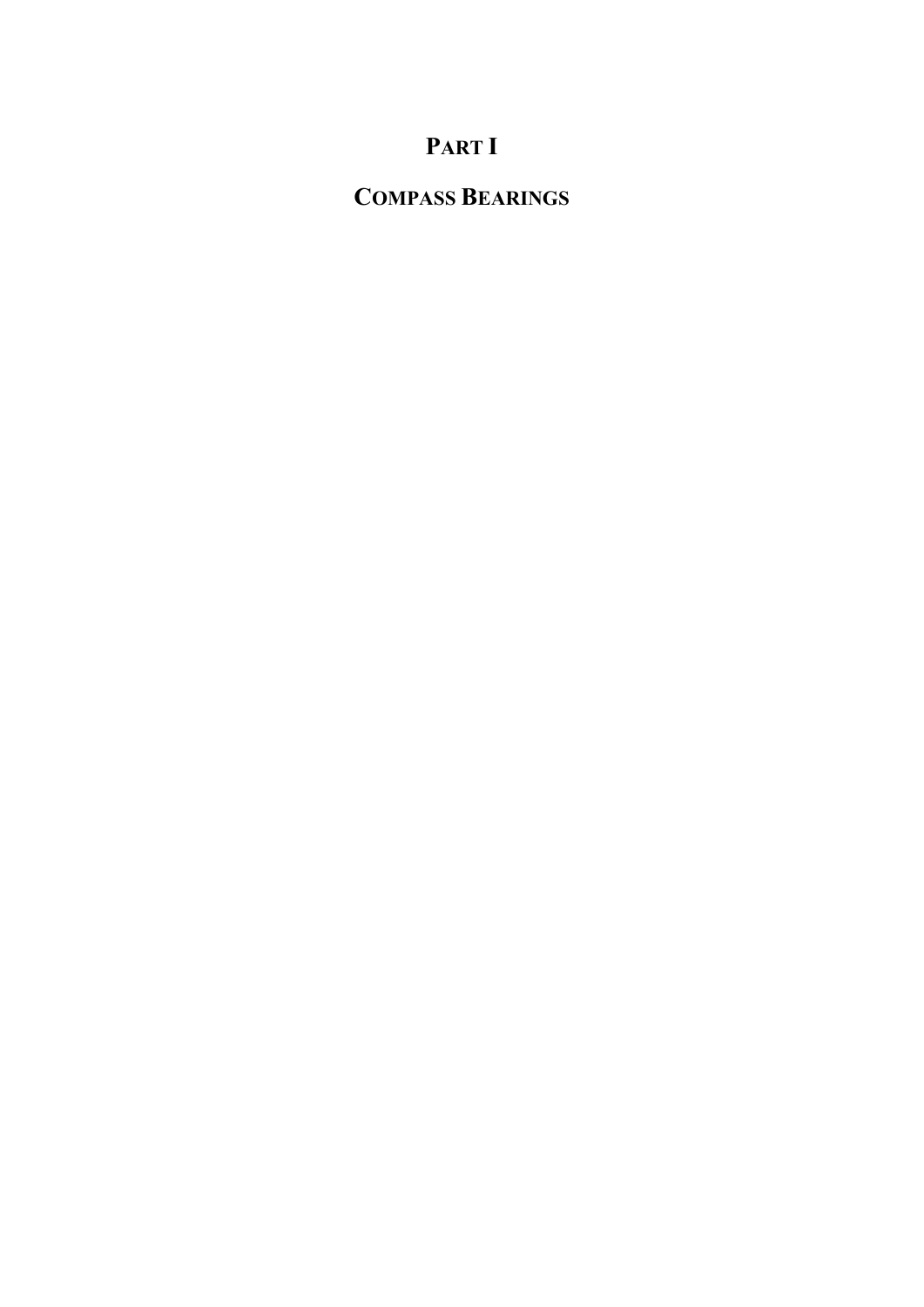# PART I

# COMPASS BEARINGS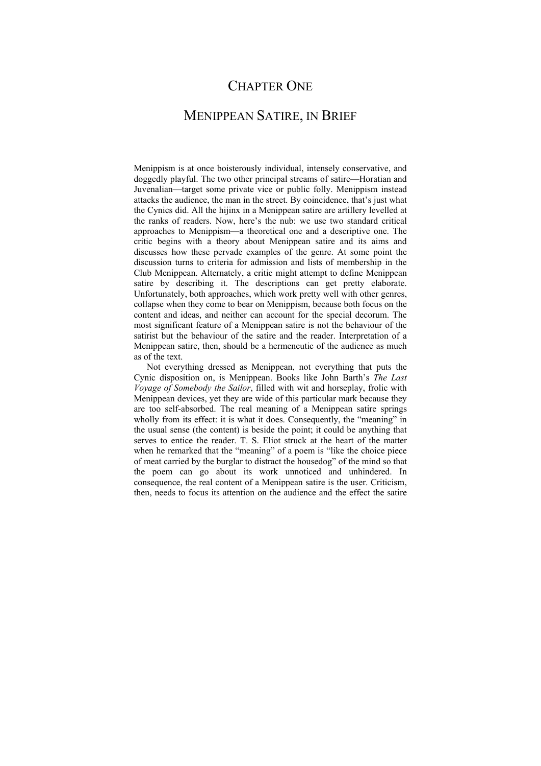# Chapter One

# Menippean Satire, in Brief

Menippism is at once boisterously individual, intensely conservative, and doggedly playful. The two other principal streams of satire—Horatian and Juvenalian—target some private vice or public folly. Menippism instead attacks the audience, the man in the street. By coincidence, that's just what the Cynics did. All the hijinx in a Menippean satire are artillery levelled at the ranks of readers. Now, here's the nub: we use two standard critical approaches to Menippism—a theoretical one and a descriptive one. The critic begins with a theory about Menippean satire and its aims and discusses how these pervade examples of the genre. At some point the discussion turns to criteria for admission and lists of membership in the Club Menippean. Alternately, a critic might attempt to define Menippean satire by describing it. The descriptions can get pretty elaborate. Unfortunately, both approaches, which work pretty well with other genres, collapse when they come to bear on Menippism, because both focus on the content and ideas, and neither can account for the special decorum. The most significant feature of a Menippean satire is not the behaviour of the satirist but the behaviour of the satire and the reader. Interpretation of a Menippean satire, then, should be a hermeneutic of the audience as much as of the text.

Not everything dressed as Menippean, not everything that puts the Cynic disposition on, is Menippean. Books like John Barth's *The Last Voyage of Somebody the Sailor*, filled with wit and horseplay, frolic with Menippean devices, yet they are wide of this particular mark because they are too self-absorbed. The real meaning of a Menippean satire springs wholly from its effect: it is what it does. Consequently, the "meaning" in the usual sense (the content) is beside the point; it could be anything that serves to entice the reader. T. S. Eliot struck at the heart of the matter when he remarked that the "meaning" of a poem is "like the choice piece of meat carried by the burglar to distract the housedog" of the mind so that the poem can go about its work unnoticed and unhindered. In consequence, the real content of a Menippean satire is the user. Criticism, then, needs to focus its attention on the audience and the effect the satire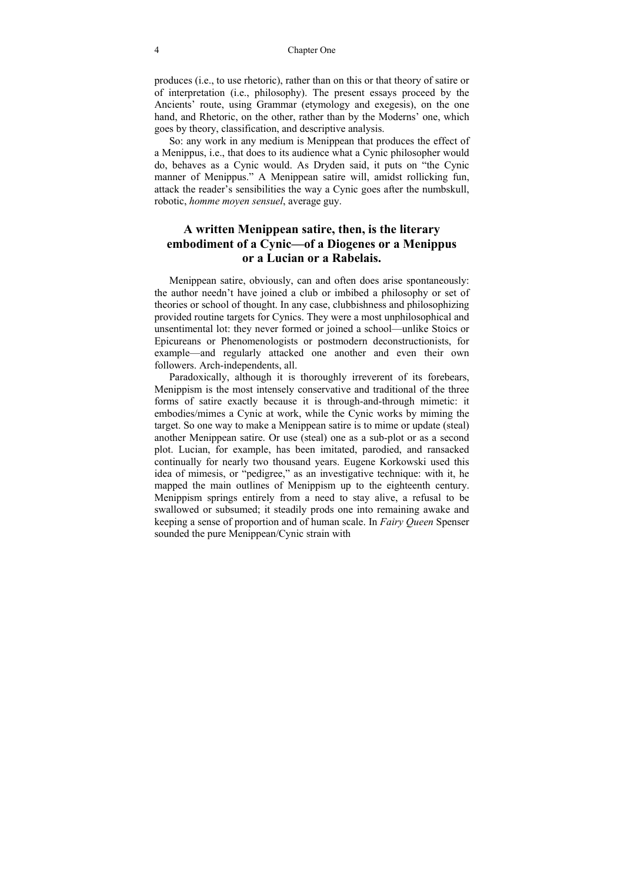produces (i.e., to use rhetoric), rather than on this or that theory of satire or of interpretation (i.e., philosophy). The present essays proceed by the Ancients' route, using Grammar (etymology and exegesis), on the one hand, and Rhetoric, on the other, rather than by the Moderns' one, which goes by theory, classification, and descriptive analysis.

So: any work in any medium is Menippean that produces the effect of a Menippus, i.e., that does to its audience what a Cynic philosopher would do, behaves as a Cynic would. As Dryden said, it puts on "the Cynic manner of Menippus." A Menippean satire will, amidst rollicking fun, attack the reader's sensibilities the way a Cynic goes after the numbskull, robotic, *homme moyen sensuel*, average guy.

## A written Menippean satire, then, is the literary embodiment of a Cynic—of a Diogenes or a Menippus or a Lucian or a Rabelais.

Menippean satire, obviously, can and often does arise spontaneously: the author needn't have joined a club or imbibed a philosophy or set of theories or school of thought. In any case, clubbishness and philosophizing provided routine targets for Cynics. They were a most unphilosophical and unsentimental lot: they never formed or joined a school—unlike Stoics or Epicureans or Phenomenologists or postmodern deconstructionists, for example—and regularly attacked one another and even their own followers. Arch-independents, all.

Paradoxically, although it is thoroughly irreverent of its forebears, Menippism is the most intensely conservative and traditional of the three forms of satire exactly because it is through-and-through mimetic: it embodies/mimes a Cynic at work, while the Cynic works by miming the target. So one way to make a Menippean satire is to mime or update (steal) another Menippean satire. Or use (steal) one as a sub-plot or as a second plot. Lucian, for example, has been imitated, parodied, and ransacked continually for nearly two thousand years. Eugene Korkowski used this idea of mimesis, or "pedigree," as an investigative technique: with it, he mapped the main outlines of Menippism up to the eighteenth century. Menippism springs entirely from a need to stay alive, a refusal to be swallowed or subsumed; it steadily prods one into remaining awake and keeping a sense of proportion and of human scale. In *Fairy Queen* Spenser sounded the pure Menippean/Cynic strain with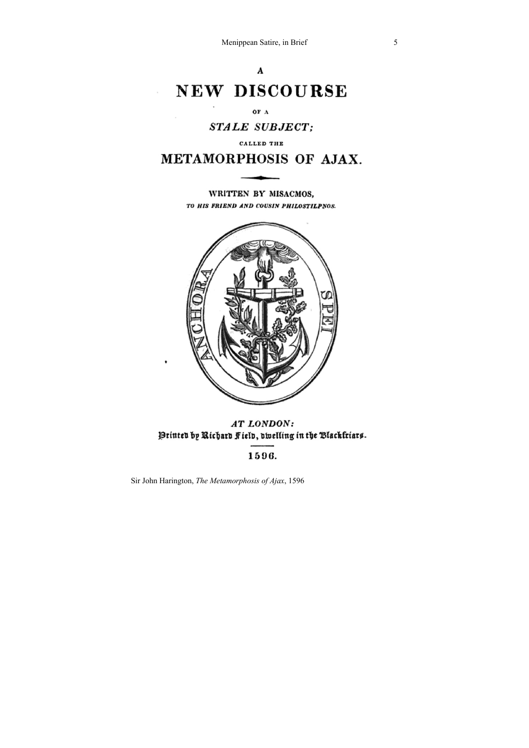A

# NEW DISCOURSE

OF A

*STALE SUBJECT;*

CALLED THE

# METAMORPHOSIS OF AJAX.

**WRITTEN BY MISACMOS,**

*TO HIS FRIEND AND COUSIN PHILOSTILPNOS.*

ANCHORA SPEI

*AT LONDON:*

Printed by Richard Field, dwelling in the Blackfriars.

1596.

Sir John Harington, *The Metamorphosis of Ajax*, 1596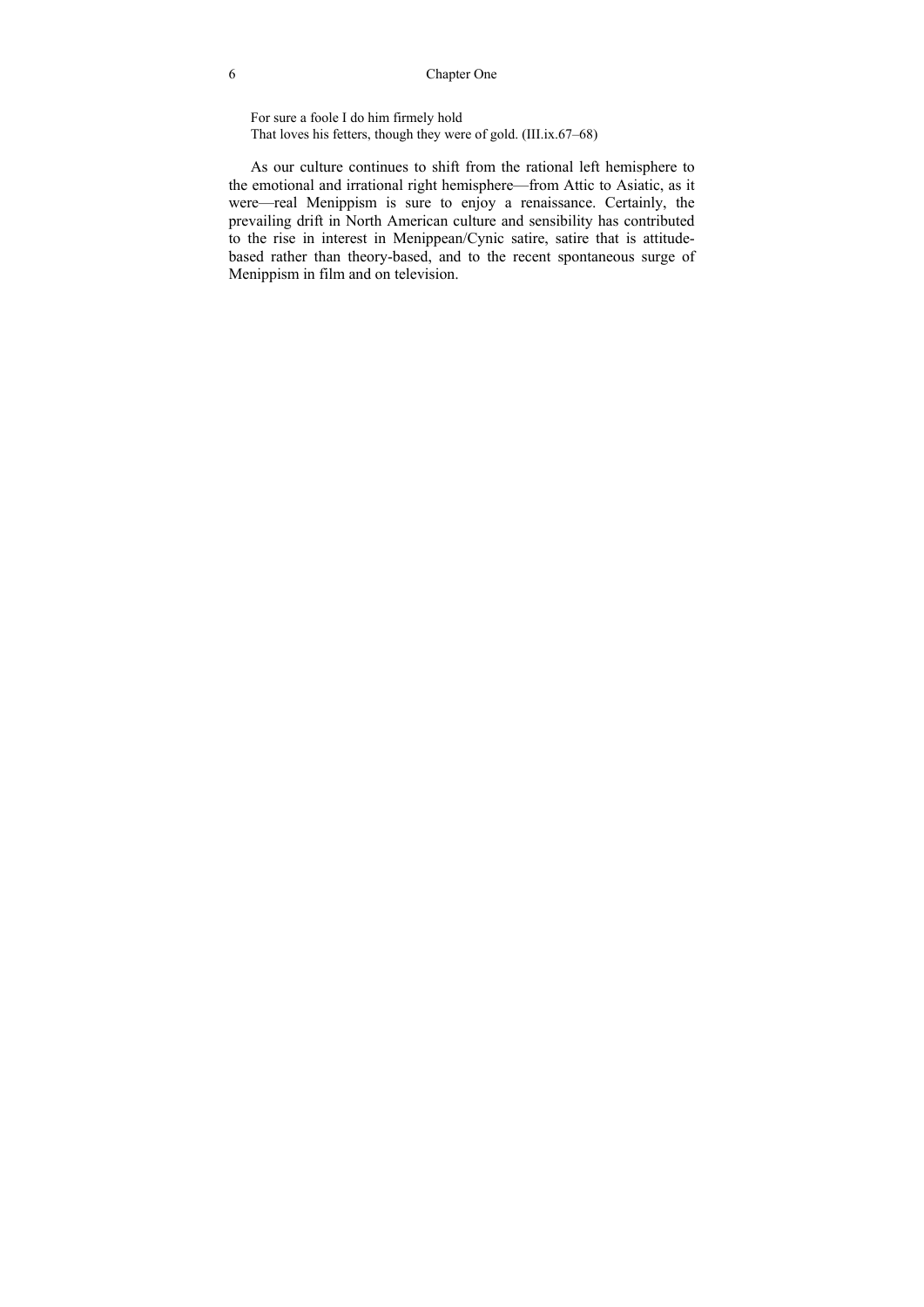> For sure a foole I do him firmely hold
> That loves his fetters, though they were of gold. (III.ix.67–68)

As our culture continues to shift from the rational left hemisphere to the emotional and irrational right hemisphere—from Attic to Asiatic, as it were—real Menippism is sure to enjoy a renaissance. Certainly, the prevailing drift in North American culture and sensibility has contributed to the rise in interest in Menippean/Cynic satire, satire that is attitude-based rather than theory-based, and to the recent spontaneous surge of Menippism in film and on television.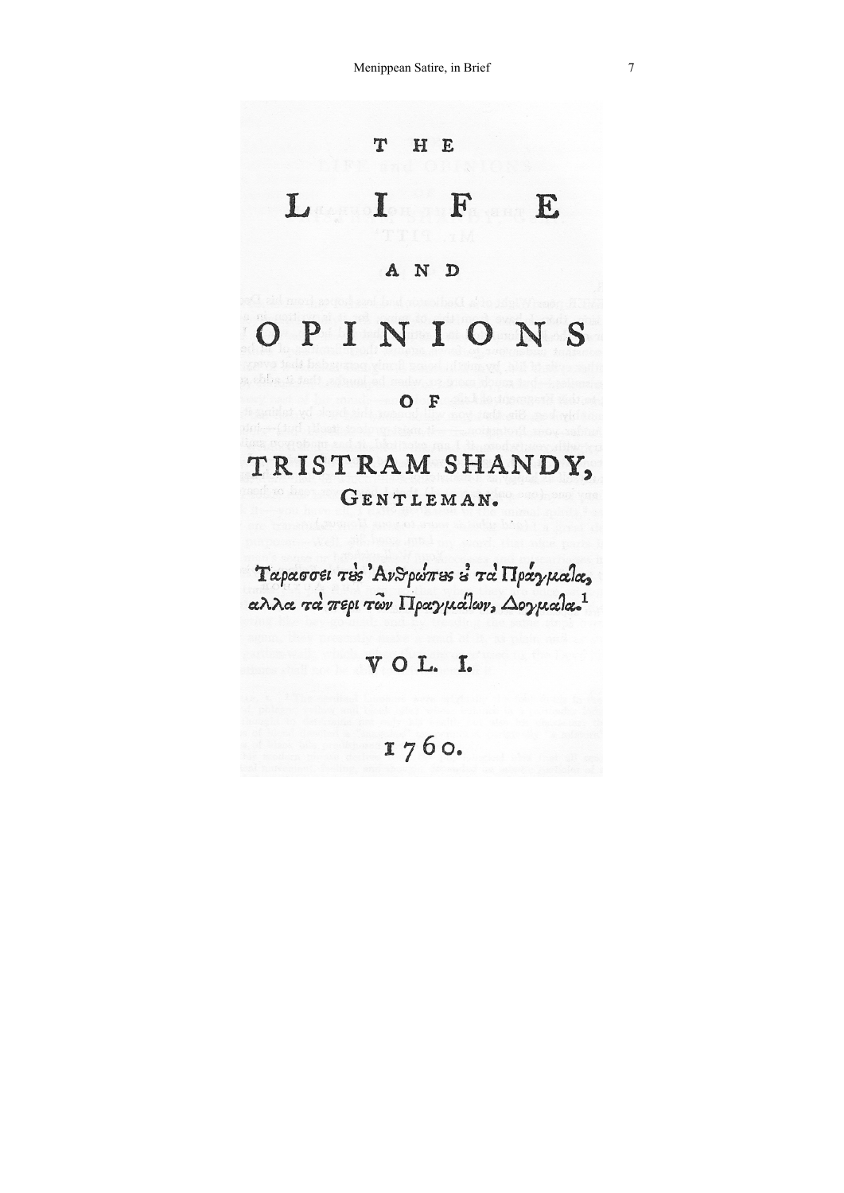# THE LIFE AND OPINIONS OF TRISTRAM SHANDY, GENTLEMAN.

Ταρασσει τὲς Ἀνθρώπες ὀ τὰ Πράγματα, αλλα τὰ περι τῶν Πραγμάτων, Δογματα.[1]

VOL. I.

1760.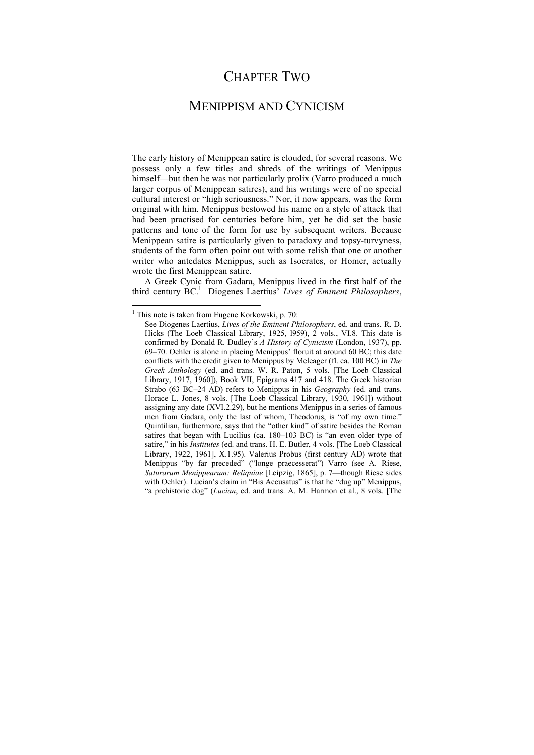# Chapter Two

## Menippism and Cynicism

The early history of Menippean satire is clouded, for several reasons. We possess only a few titles and shreds of the writings of Menippus himself—but then he was not particularly prolix (Varro produced a much larger corpus of Menippean satires), and his writings were of no special cultural interest or "high seriousness." Nor, it now appears, was the form original with him. Menippus bestowed his name on a style of attack that had been practised for centuries before him, yet he did set the basic patterns and tone of the form for use by subsequent writers. Because Menippean satire is particularly given to paradox and topsy-turvyness, students of the form often point out with some relish that one or another writer who antedates Menippus, such as Isocrates, or Homer, actually wrote the first Menippean satire.

A Greek Cynic from Gadara, Menippus lived in the first half of the third century BC.[1] Diogenes Laertius' *Lives of Eminent Philosophers*,

---

[1] This note is taken from Eugene Korkowski, p. 70:

> See Diogenes Laertius, *Lives of the Eminent Philosophers*, ed. and trans. R. D. Hicks (The Loeb Classical Library, 1925, l959), 2 vols., VI.8. This date is confirmed by Donald R. Dudley's *A History of Cynicism* (London, 1937), pp. 69–70. Oehler is alone in placing Menippus' floruit at around 60 BC; this date conflicts with the credit given to Menippus by Meleager (fl. ca. 100 BC) in *The Greek Anthology* (ed. and trans. W. R. Paton, 5 vols. [The Loeb Classical Library, 1917, 1960]), Book VII, Epigrams 417 and 418. The Greek historian Strabo (63 BC–24 AD) refers to Menippus in his *Geography* (ed. and trans. Horace L. Jones, 8 vols. [The Loeb Classical Library, 1930, 1961]) without assigning any date (XVI.2.29), but he mentions Menippus in a series of famous men from Gadara, only the last of whom, Theodorus, is "of my own time." Quintilian, furthermore, says that the "other kind" of satire besides the Roman satires that began with Lucilius (ca. 180–103 BC) is "an even older type of satire," in his *Institutes* (ed. and trans. H. E. Butler, 4 vols. [The Loeb Classical Library, 1922, 1961], X.1.95). Valerius Probus (first century AD) wrote that Menippus "by far preceded" ("longe praecesserat") Varro (see A. Riese, *Saturarum Menippearum: Reliquiae* [Leipzig, 1865], p. 7—though Riese sides with Oehler). Lucian's claim in "Bis Accusatus" is that he "dug up" Menippus, "a prehistoric dog" (*Lucian*, ed. and trans. A. M. Harmon et al., 8 vols. [The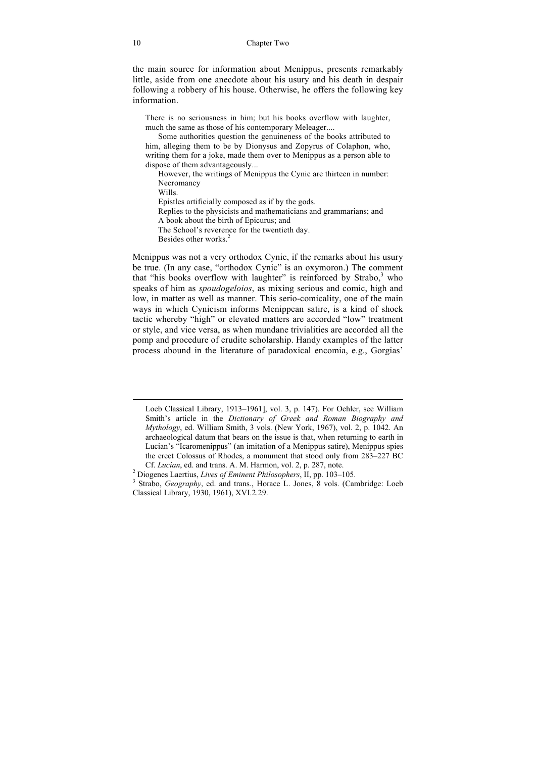the main source for information about Menippus, presents remarkably little, aside from one anecdote about his usury and his death in despair following a robbery of his house. Otherwise, he offers the following key information.

> There is no seriousness in him; but his books overflow with laughter, much the same as those of his contemporary Meleager....
>
> Some authorities question the genuineness of the books attributed to him, alleging them to be by Dionysus and Zopyrus of Colaphon, who, writing them for a joke, made them over to Menippus as a person able to dispose of them advantageously...
>
> However, the writings of Menippus the Cynic are thirteen in number:
> Necromancy
> Wills.
> Epistles artificially composed as if by the gods.
> Replies to the physicists and mathematicians and grammarians; and
> A book about the birth of Epicurus; and
> The School's reverence for the twentieth day.
> Besides other works.[2]

Menippus was not a very orthodox Cynic, if the remarks about his usury be true. (In any case, "orthodox Cynic" is an oxymoron.) The comment that "his books overflow with laughter" is reinforced by Strabo,[3] who speaks of him as *spoudogeloios*, as mixing serious and comic, high and low, in matter as well as manner. This serio-comicality, one of the main ways in which Cynicism informs Menippean satire, is a kind of shock tactic whereby "high" or elevated matters are accorded "low" treatment or style, and vice versa, as when mundane trivialities are accorded all the pomp and procedure of erudite scholarship. Handy examples of the latter process abound in the literature of paradoxical encomia, e.g., Gorgias'

---

Loeb Classical Library, 1913–1961], vol. 3, p. 147). For Oehler, see William Smith's article in the *Dictionary of Greek and Roman Biography and Mythology*, ed. William Smith, 3 vols. (New York, 1967), vol. 2, p. 1042. An archaeological datum that bears on the issue is that, when returning to earth in Lucian's "Icaromenippus" (an imitation of a Menippus satire), Menippus spies the erect Colossus of Rhodes, a monument that stood only from 283–227 BC Cf. *Lucian*, ed. and trans. A. M. Harmon, vol. 2, p. 287, note.

[2] Diogenes Laertius, *Lives of Eminent Philosophers*, II, pp. 103–105.

[3] Strabo, *Geography*, ed. and trans., Horace L. Jones, 8 vols. (Cambridge: Loeb Classical Library, 1930, 1961), XVI.2.29.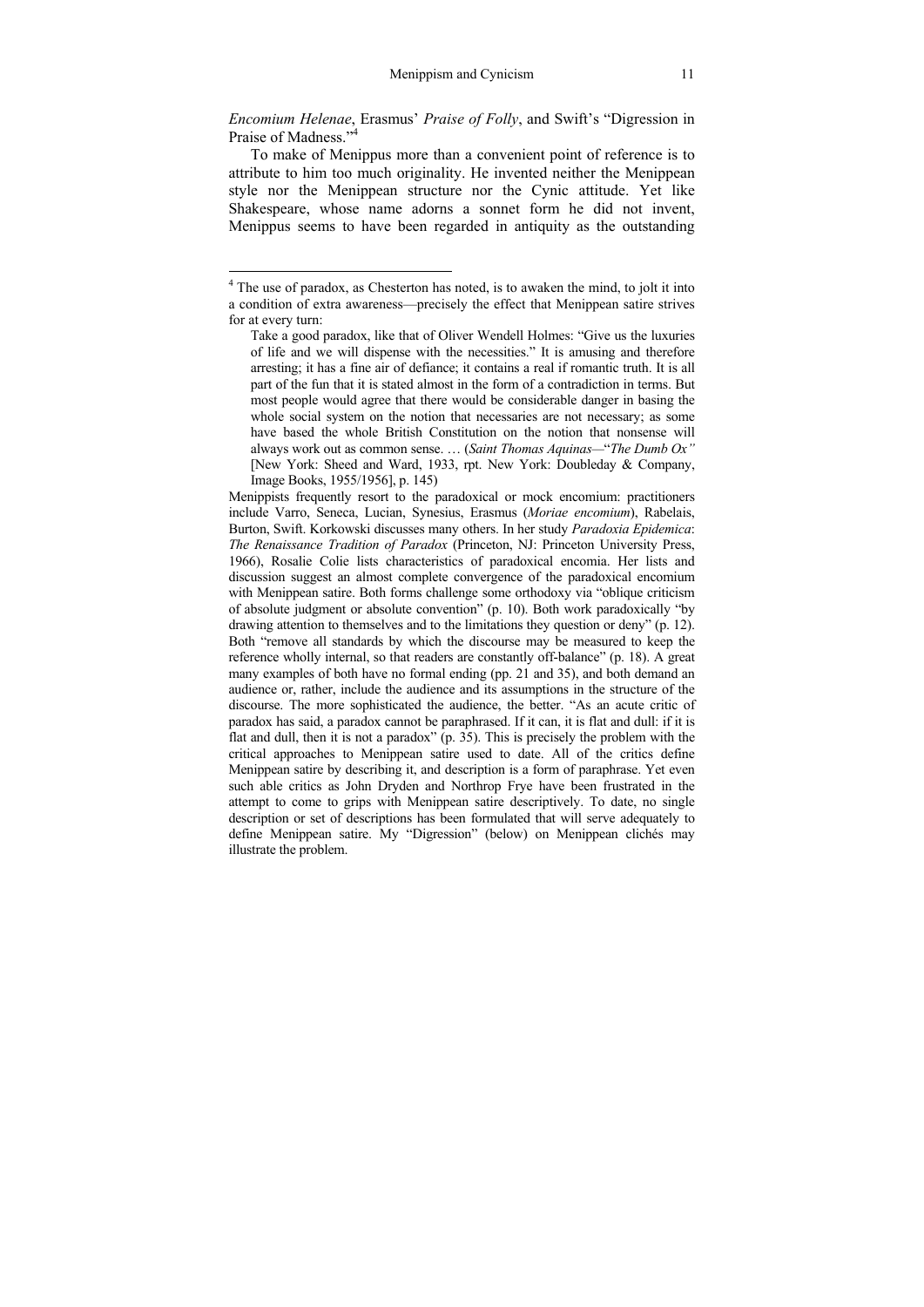*Encomium Helenae*, Erasmus' *Praise of Folly*, and Swift's "Digression in Praise of Madness."[4]

To make of Menippus more than a convenient point of reference is to attribute to him too much originality. He invented neither the Menippean style nor the Menippean structure nor the Cynic attitude. Yet like Shakespeare, whose name adorns a sonnet form he did not invent, Menippus seems to have been regarded in antiquity as the outstanding

---

[4] The use of paradox, as Chesterton has noted, is to awaken the mind, to jolt it into a condition of extra awareness—precisely the effect that Menippean satire strives for at every turn:

> Take a good paradox, like that of Oliver Wendell Holmes: "Give us the luxuries of life and we will dispense with the necessities." It is amusing and therefore arresting; it has a fine air of defiance; it contains a real if romantic truth. It is all part of the fun that it is stated almost in the form of a contradiction in terms. But most people would agree that there would be considerable danger in basing the whole social system on the notion that necessaries are not necessary; as some have based the whole British Constitution on the notion that nonsense will always work out as common sense. … (*Saint Thomas Aquinas*—"*The Dumb Ox"* [New York: Sheed and Ward, 1933, rpt. New York: Doubleday & Company, Image Books, 1955/1956], p. 145)

Menippists frequently resort to the paradoxical or mock encomium: practitioners include Varro, Seneca, Lucian, Synesius, Erasmus (*Moriae encomium*), Rabelais, Burton, Swift. Korkowski discusses many others. In her study *Paradoxia Epidemica*: *The Renaissance Tradition of Paradox* (Princeton, NJ: Princeton University Press, 1966), Rosalie Colie lists characteristics of paradoxical encomia. Her lists and discussion suggest an almost complete convergence of the paradoxical encomium with Menippean satire. Both forms challenge some orthodoxy via "oblique criticism of absolute judgment or absolute convention" (p. 10). Both work paradoxically "by drawing attention to themselves and to the limitations they question or deny" (p. 12). Both "remove all standards by which the discourse may be measured to keep the reference wholly internal, so that readers are constantly off-balance" (p. 18). A great many examples of both have no formal ending (pp. 21 and 35), and both demand an audience or, rather, include the audience and its assumptions in the structure of the discourse. The more sophisticated the audience, the better. "As an acute critic of paradox has said, a paradox cannot be paraphrased. If it can, it is flat and dull: if it is flat and dull, then it is not a paradox" (p. 35). This is precisely the problem with the critical approaches to Menippean satire used to date. All of the critics define Menippean satire by describing it, and description is a form of paraphrase. Yet even such able critics as John Dryden and Northrop Frye have been frustrated in the attempt to come to grips with Menippean satire descriptively. To date, no single description or set of descriptions has been formulated that will serve adequately to define Menippean satire. My "Digression" (below) on Menippean clichés may illustrate the problem.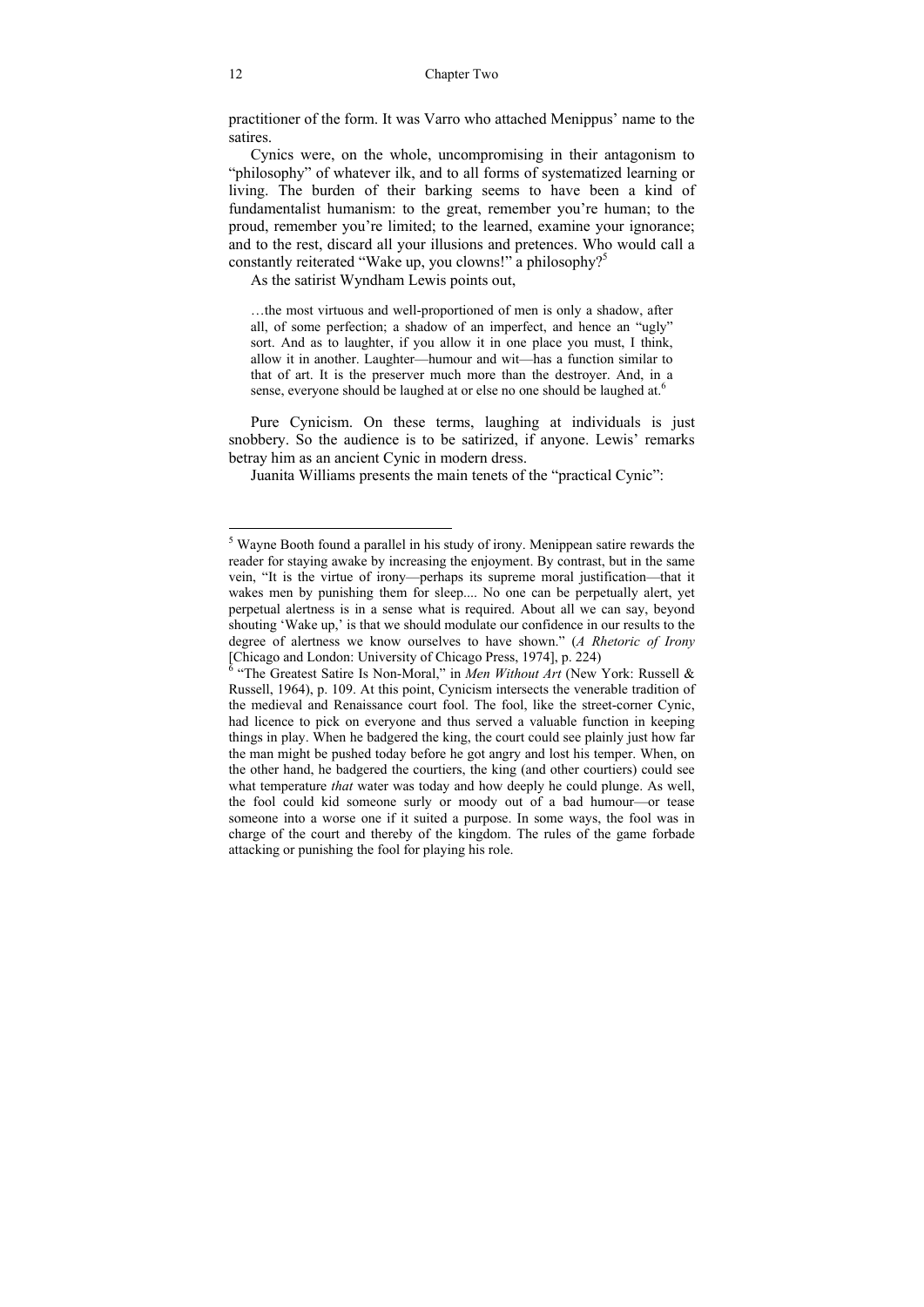practitioner of the form. It was Varro who attached Menippus' name to the satires.

Cynics were, on the whole, uncompromising in their antagonism to "philosophy" of whatever ilk, and to all forms of systematized learning or living. The burden of their barking seems to have been a kind of fundamentalist humanism: to the great, remember you're human; to the proud, remember you're limited; to the learned, examine your ignorance; and to the rest, discard all your illusions and pretences. Who would call a constantly reiterated "Wake up, you clowns!" a philosophy?[5]

As the satirist Wyndham Lewis points out,

> …the most virtuous and well-proportioned of men is only a shadow, after all, of some perfection; a shadow of an imperfect, and hence an "ugly" sort. And as to laughter, if you allow it in one place you must, I think, allow it in another. Laughter—humour and wit—has a function similar to that of art. It is the preserver much more than the destroyer. And, in a sense, everyone should be laughed at or else no one should be laughed at.[6]

Pure Cynicism. On these terms, laughing at individuals is just snobbery. So the audience is to be satirized, if anyone. Lewis' remarks betray him as an ancient Cynic in modern dress.

Juanita Williams presents the main tenets of the "practical Cynic":

---

[5] Wayne Booth found a parallel in his study of irony. Menippean satire rewards the reader for staying awake by increasing the enjoyment. By contrast, but in the same vein, "It is the virtue of irony—perhaps its supreme moral justification—that it wakes men by punishing them for sleep.... No one can be perpetually alert, yet perpetual alertness is in a sense what is required. About all we can say, beyond shouting 'Wake up,' is that we should modulate our confidence in our results to the degree of alertness we know ourselves to have shown." (*A Rhetoric of Irony* [Chicago and London: University of Chicago Press, 1974], p. 224)

[6] "The Greatest Satire Is Non-Moral," in *Men Without Art* (New York: Russell & Russell, 1964), p. 109. At this point, Cynicism intersects the venerable tradition of the medieval and Renaissance court fool. The fool, like the street-corner Cynic, had licence to pick on everyone and thus served a valuable function in keeping things in play. When he badgered the king, the court could see plainly just how far the man might be pushed today before he got angry and lost his temper. When, on the other hand, he badgered the courtiers, the king (and other courtiers) could see what temperature *that* water was today and how deeply he could plunge. As well, the fool could kid someone surly or moody out of a bad humour—or tease someone into a worse one if it suited a purpose. In some ways, the fool was in charge of the court and thereby of the kingdom. The rules of the game forbade attacking or punishing the fool for playing his role.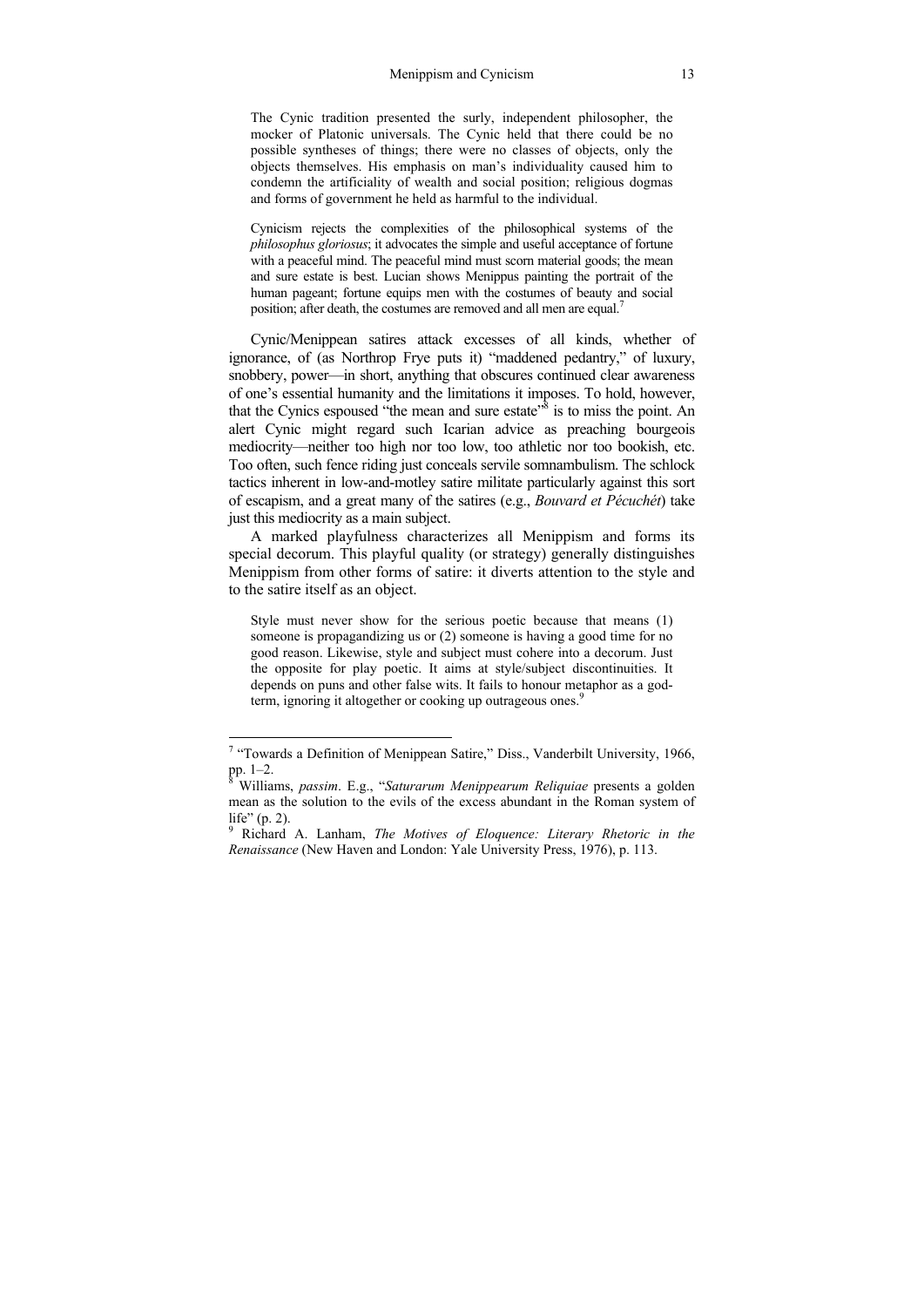> The Cynic tradition presented the surly, independent philosopher, the mocker of Platonic universals. The Cynic held that there could be no possible syntheses of things; there were no classes of objects, only the objects themselves. His emphasis on man's individuality caused him to condemn the artificiality of wealth and social position; religious dogmas and forms of government he held as harmful to the individual.
>
> Cynicism rejects the complexities of the philosophical systems of the *philosophus gloriosus*; it advocates the simple and useful acceptance of fortune with a peaceful mind. The peaceful mind must scorn material goods; the mean and sure estate is best. Lucian shows Menippus painting the portrait of the human pageant; fortune equips men with the costumes of beauty and social position; after death, the costumes are removed and all men are equal.[7]

Cynic/Menippean satires attack excesses of all kinds, whether of ignorance, of (as Northrop Frye puts it) "maddened pedantry," of luxury, snobbery, power—in short, anything that obscures continued clear awareness of one's essential humanity and the limitations it imposes. To hold, however, that the Cynics espoused "the mean and sure estate"[8] is to miss the point. An alert Cynic might regard such Icarian advice as preaching bourgeois mediocrity—neither too high nor too low, too athletic nor too bookish, etc. Too often, such fence riding just conceals servile somnambulism. The schlock tactics inherent in low-and-motley satire militate particularly against this sort of escapism, and a great many of the satires (e.g., *Bouvard et Pécuchét*) take just this mediocrity as a main subject.

A marked playfulness characterizes all Menippism and forms its special decorum. This playful quality (or strategy) generally distinguishes Menippism from other forms of satire: it diverts attention to the style and to the satire itself as an object.

> Style must never show for the serious poetic because that means (1) someone is propagandizing us or (2) someone is having a good time for no good reason. Likewise, style and subject must cohere into a decorum. Just the opposite for play poetic. It aims at style/subject discontinuities. It depends on puns and other false wits. It fails to honour metaphor as a god-term, ignoring it altogether or cooking up outrageous ones.[9]

---

[7] "Towards a Definition of Menippean Satire," Diss., Vanderbilt University, 1966, pp. 1–2.

[8] Williams, *passim*. E.g., "*Saturarum Menippearum Reliquiae* presents a golden mean as the solution to the evils of the excess abundant in the Roman system of life" (p. 2).

[9] Richard A. Lanham, *The Motives of Eloquence: Literary Rhetoric in the Renaissance* (New Haven and London: Yale University Press, 1976), p. 113.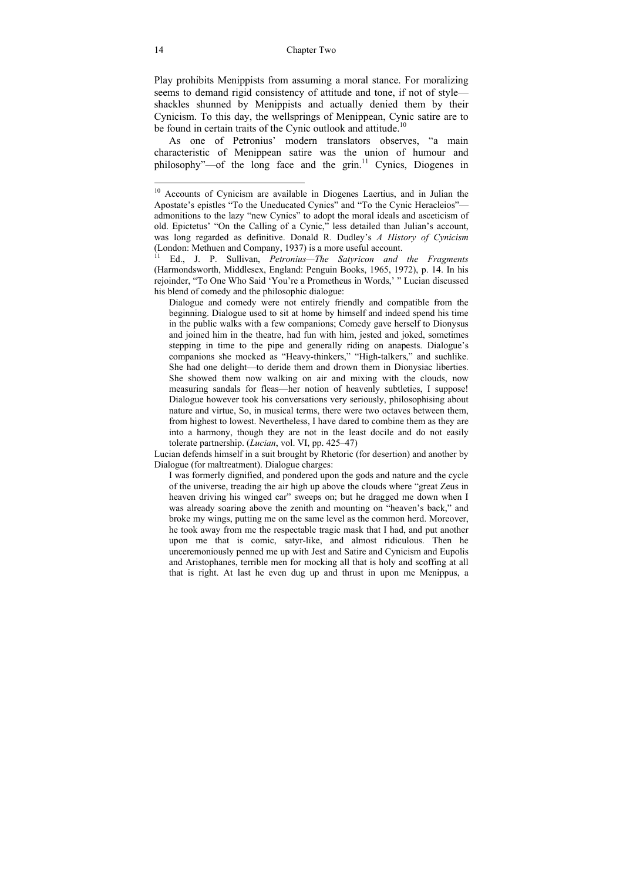Play prohibits Menippists from assuming a moral stance. For moralizing seems to demand rigid consistency of attitude and tone, if not of style—shackles shunned by Menippists and actually denied them by their Cynicism. To this day, the wellsprings of Menippean, Cynic satire are to be found in certain traits of the Cynic outlook and attitude.[10]

As one of Petronius' modern translators observes, "a main characteristic of Menippean satire was the union of humour and philosophy"—of the long face and the grin.[11] Cynics, Diogenes in

---

[10] Accounts of Cynicism are available in Diogenes Laertius, and in Julian the Apostate's epistles "To the Uneducated Cynics" and "To the Cynic Heracleios"—admonitions to the lazy "new Cynics" to adopt the moral ideals and asceticism of old. Epictetus' "On the Calling of a Cynic," less detailed than Julian's account, was long regarded as definitive. Donald R. Dudley's *A History of Cynicism* (London: Methuen and Company, 1937) is a more useful account.

[11] Ed., J. P. Sullivan, *Petronius—The Satyricon and the Fragments* (Harmondsworth, Middlesex, England: Penguin Books, 1965, 1972), p. 14. In his rejoinder, "To One Who Said 'You're a Prometheus in Words,' " Lucian discussed his blend of comedy and the philosophic dialogue:

> Dialogue and comedy were not entirely friendly and compatible from the beginning. Dialogue used to sit at home by himself and indeed spend his time in the public walks with a few companions; Comedy gave herself to Dionysus and joined him in the theatre, had fun with him, jested and joked, sometimes stepping in time to the pipe and generally riding on anapests. Dialogue's companions she mocked as "Heavy-thinkers," "High-talkers," and suchlike. She had one delight—to deride them and drown them in Dionysiac liberties. She showed them now walking on air and mixing with the clouds, now measuring sandals for fleas—her notion of heavenly subtleties, I suppose! Dialogue however took his conversations very seriously, philosophising about nature and virtue, So, in musical terms, there were two octaves between them, from highest to lowest. Nevertheless, I have dared to combine them as they are into a harmony, though they are not in the least docile and do not easily tolerate partnership. (*Lucian*, vol. VI, pp. 425–47)

Lucian defends himself in a suit brought by Rhetoric (for desertion) and another by Dialogue (for maltreatment). Dialogue charges:

> I was formerly dignified, and pondered upon the gods and nature and the cycle of the universe, treading the air high up above the clouds where "great Zeus in heaven driving his winged car" sweeps on; but he dragged me down when I was already soaring above the zenith and mounting on "heaven's back," and broke my wings, putting me on the same level as the common herd. Moreover, he took away from me the respectable tragic mask that I had, and put another upon me that is comic, satyr-like, and almost ridiculous. Then he unceremoniously penned me up with Jest and Satire and Cynicism and Eupolis and Aristophanes, terrible men for mocking all that is holy and scoffing at all that is right. At last he even dug up and thrust in upon me Menippus, a